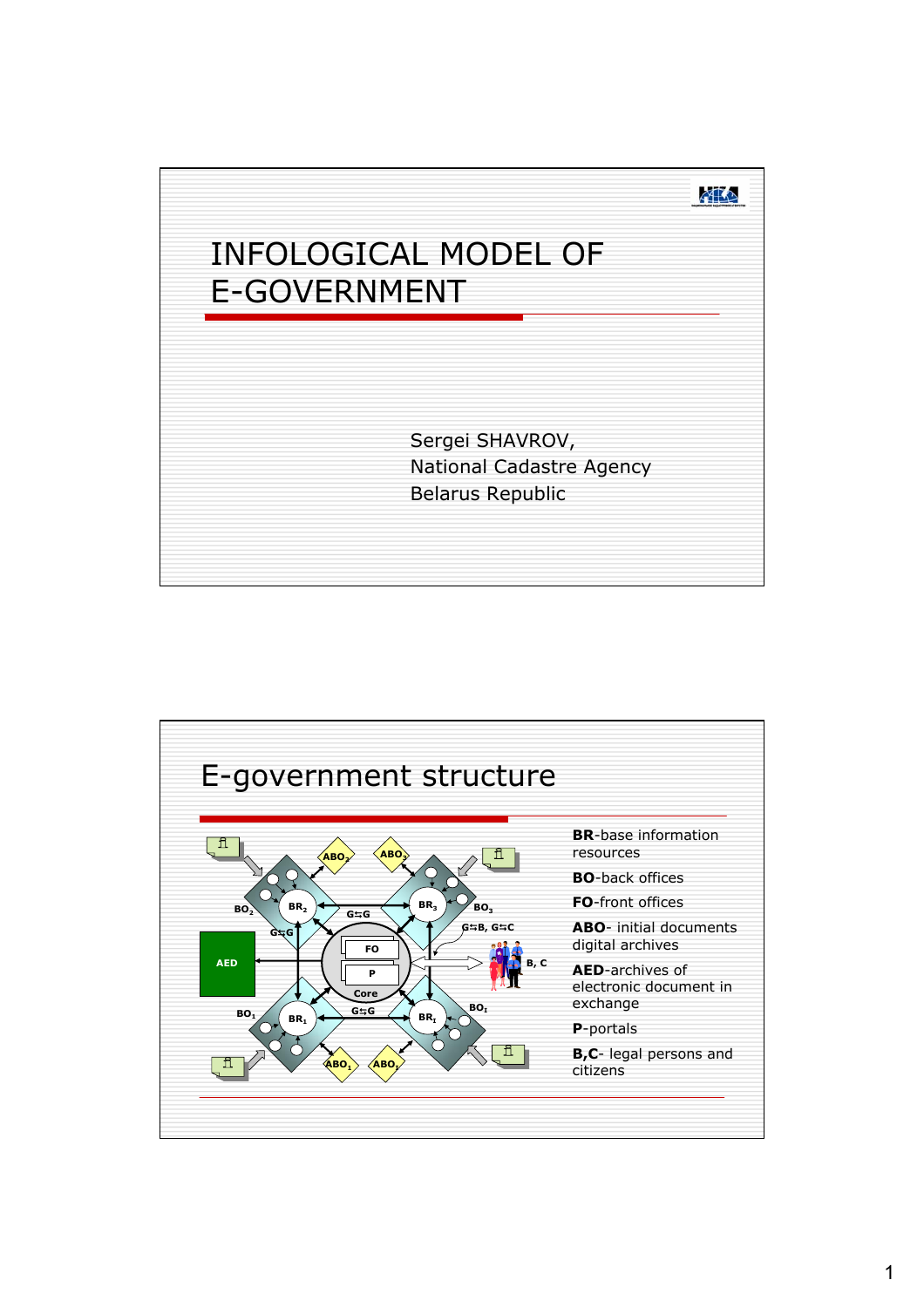# INFOLOGICAL MODEL OF E-GOVERNMENT

Sergei SHAVROV,
National Cadastre Agency
Belarus Republic

## E-government structure

- **BR**-base information resources
- **BO**-back offices
- **FO**-front offices
- **ABO**- initial documents digital archives
- **AED**-archives of electronic document in exchange
- **P**-portals
- **B,C**- legal persons and citizens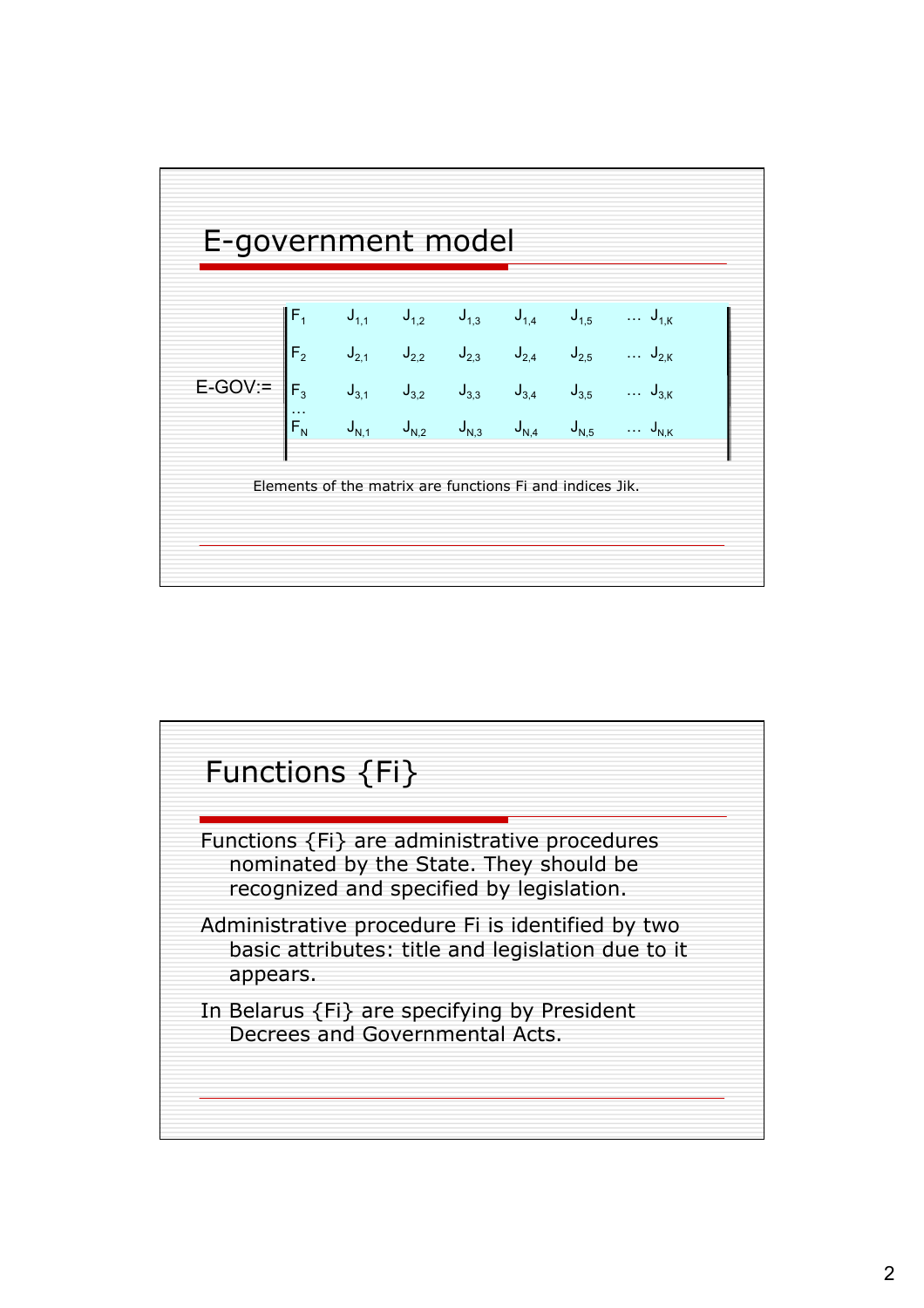## E-government model

$$
\text{E-GOV:=} \begin{Vmatrix}
F_1 & J_{1,1} & J_{1,2} & J_{1,3} & J_{1,4} & J_{1,5} & \dots & J_{1,K} \\
F_2 & J_{2,1} & J_{2,2} & J_{2,3} & J_{2,4} & J_{2,5} & \dots & J_{2,K} \\
F_3 & J_{3,1} & J_{3,2} & J_{3,3} & J_{3,4} & J_{3,5} & \dots & J_{3,K} \\
\dots & & & & & & & \\
F_N & J_{N,1} & J_{N,2} & J_{N,3} & J_{N,4} & J_{N,5} & \dots & J_{N,K}
\end{Vmatrix}
$$

Elements of the matrix are functions Fi and indices Jik.

## Functions {Fi}

Functions {Fi} are administrative procedures nominated by the State. They should be recognized and specified by legislation.

Administrative procedure Fi is identified by two basic attributes: title and legislation due to it appears.

In Belarus {Fi} are specifying by President Decrees and Governmental Acts.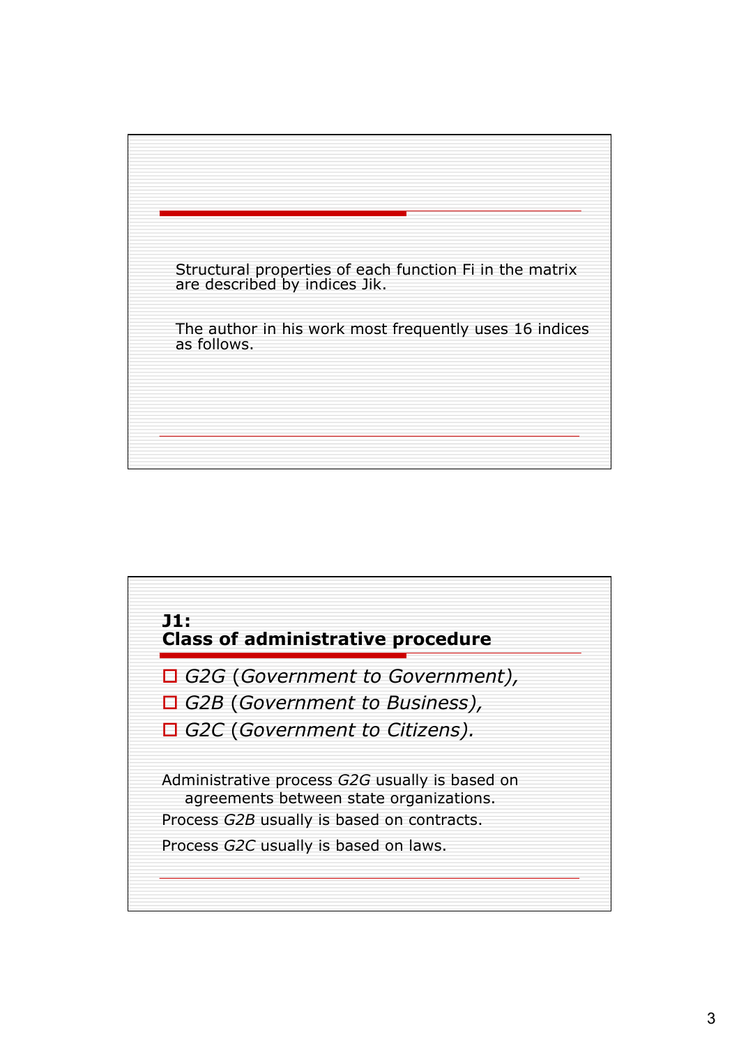Structural properties of each function $F_i$ in the matrix are described by indices $J_{ik}$.

The author in his work most frequently uses 16 indices as follows.

## J1: Class of administrative procedure

- *G2G* (*Government to Government*),
- *G2B* (*Government to Business*),
- *G2C* (*Government to Citizens*).

Administrative process *G2G* usually is based on agreements between state organizations.

Process *G2B* usually is based on contracts.

Process *G2C* usually is based on laws.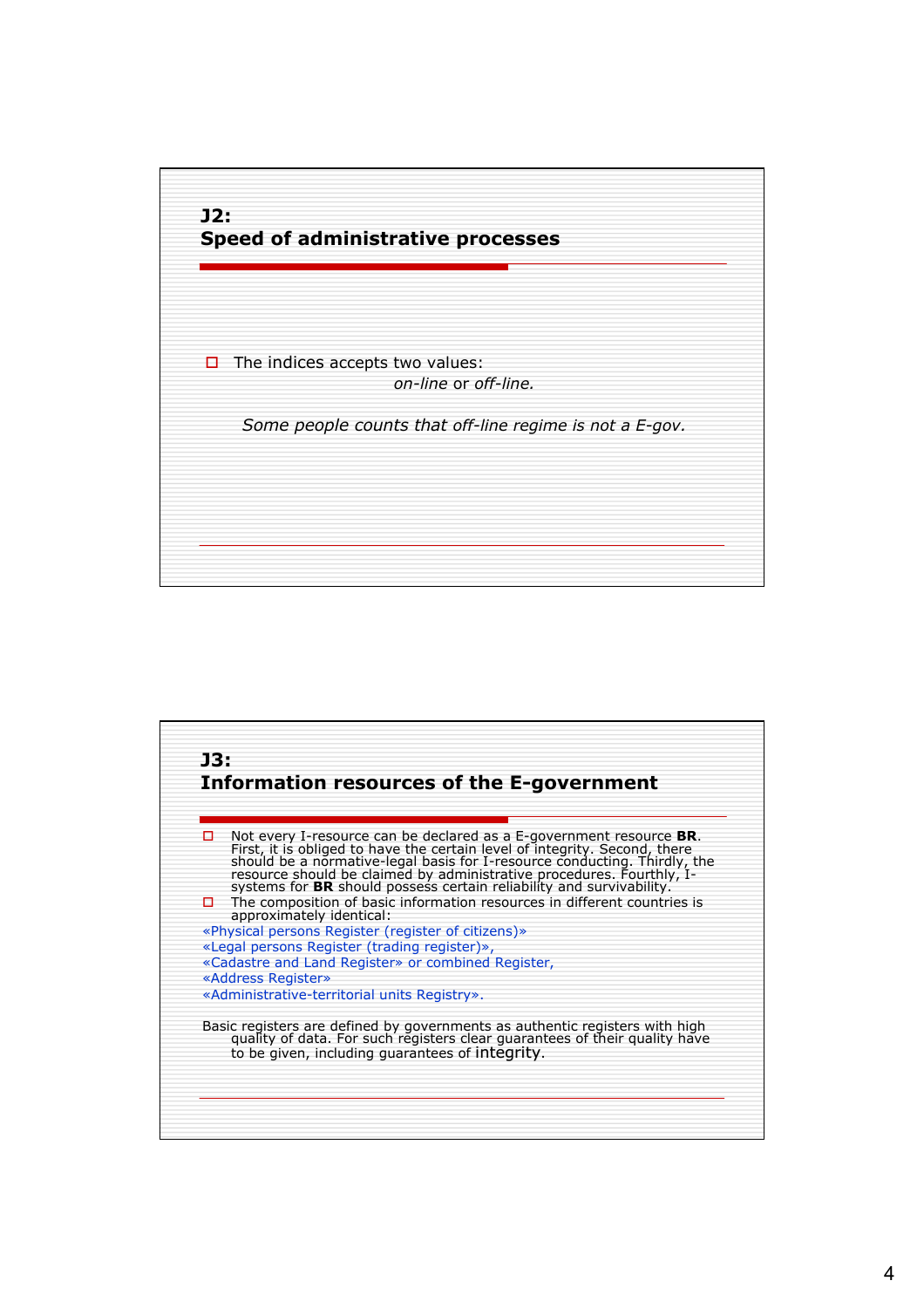## J2: Speed of administrative processes

- The indices accepts two values:

  *on-line* or *off-line.*

  *Some people counts that off-line regime is not a E-gov.*

## J3: Information resources of the E-government

- Not every I-resource can be declared as a E-government resource **BR**. First, it is obliged to have the certain level of integrity. Second, there should be a normative-legal basis for I-resource conducting. Thirdly, the resource should be claimed by administrative procedures. Fourthly, I-systems for **BR** should possess certain reliability and survivability.
- The composition of basic information resources in different countries is approximately identical:

«Physical persons Register (register of citizens)»
«Legal persons Register (trading register)»,
«Cadastre and Land Register» or combined Register,
«Address Register»
«Administrative-territorial units Registry».

Basic registers are defined by governments as authentic registers with high quality of data. For such registers clear guarantees of their quality have to be given, including guarantees of integrity.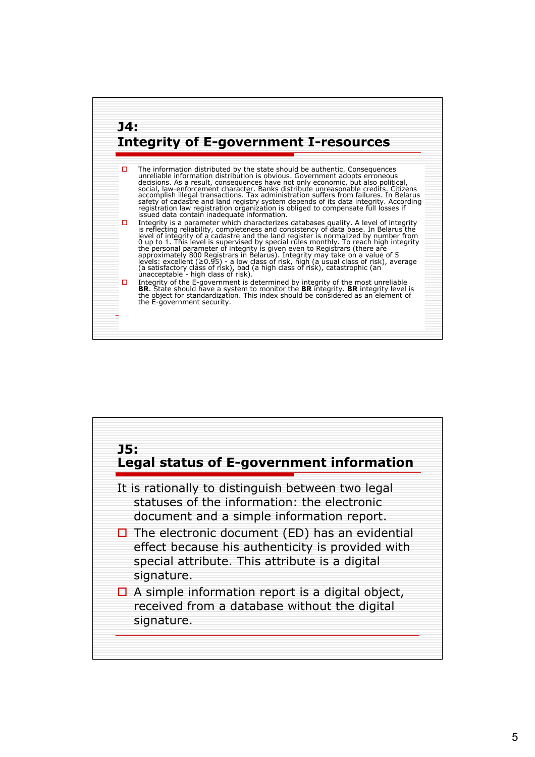## J4: Integrity of E-government I-resources

- The information distributed by the state should be authentic. Consequences unreliable information distribution is obvious. Government adopts erroneous decisions. As a result, consequences have not only economic, but also political, social, law-enforcement character. Banks distribute unreasonable credits. Citizens accomplish illegal transactions. Tax administration suffers from failures. In Belarus safety of cadastre and land registry system depends of its data integrity. According registration law registration organization is obliged to compensate full losses if issued data contain inadequate information.
- Integrity is a parameter which characterizes databases quality. A level of integrity is reflecting reliability, completeness and consistency of data base. In Belarus the level of integrity of a cadastre and the land register is normalized by number from 0 up to 1. This level is supervised by special rules monthly. To reach high integrity the personal parameter of integrity is given even to Registrars (there are approximately 800 Registrars in Belarus). Integrity may take on a value of 5 levels: excellent (≥0.95) - a low class of risk, high (a usual class of risk), average (a satisfactory class of risk), bad (a high class of risk), catastrophic (an unacceptable - high class of risk).
- Integrity of the E-government is determined by integrity of the most unreliable **BR**. State should have a system to monitor the **BR** integrity. **BR** integrity level is the object for standardization. This index should be considered as an element of the E-government security.

## J5: Legal status of E-government information

It is rationally to distinguish between two legal statuses of the information: the electronic document and a simple information report.

- The electronic document (ED) has an evidential effect because his authenticity is provided with special attribute. This attribute is a digital signature.
- A simple information report is a digital object, received from a database without the digital signature.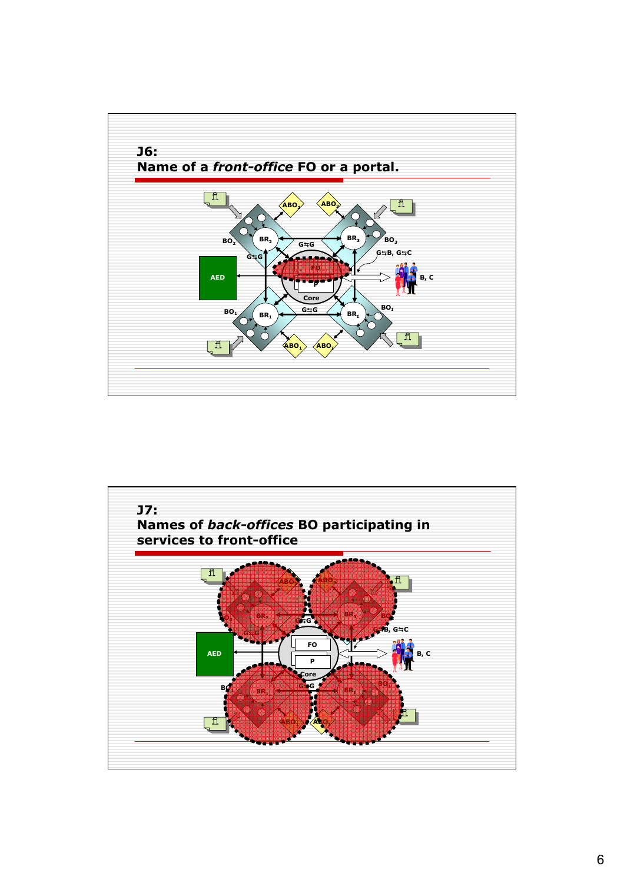## J6:
## Name of a *front-office* FO or a portal.

## J7:
## Names of *back-offices* BO participating in services to front-office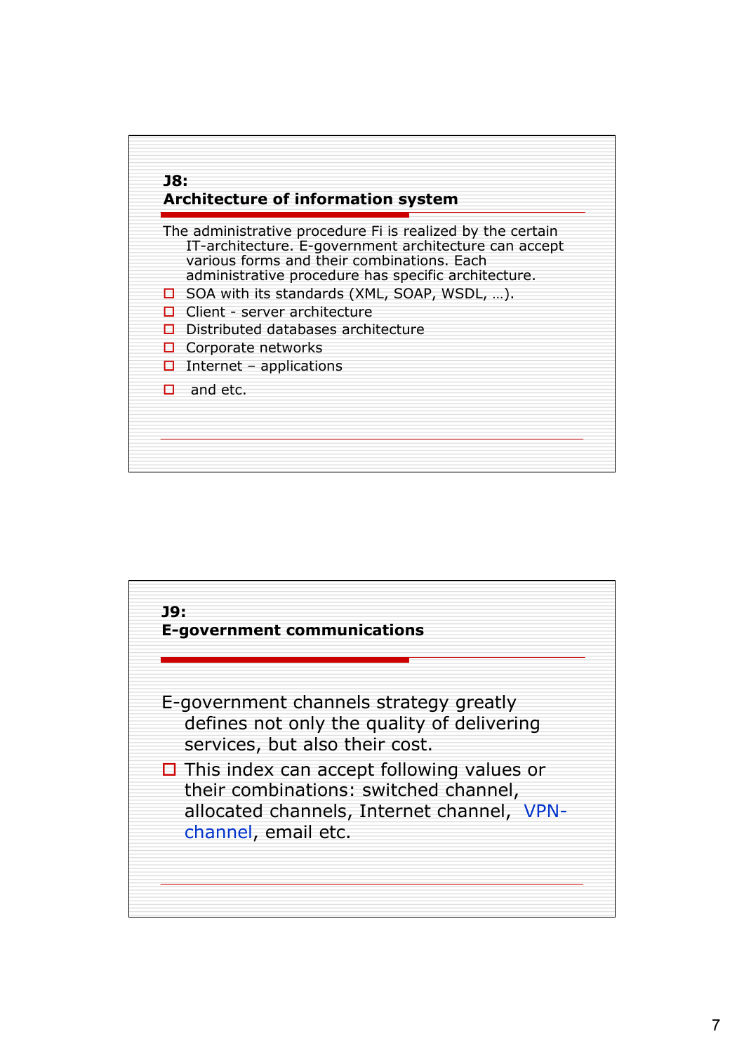## J8: Architecture of information system

The administrative procedure Fi is realized by the certain IT-architecture. E-government architecture can accept various forms and their combinations. Each administrative procedure has specific architecture.

- SOA with its standards (XML, SOAP, WSDL, …).
- Client - server architecture
- Distributed databases architecture
- Corporate networks
- Internet – applications
- and etc.

## J9: E-government communications

E-government channels strategy greatly defines not only the quality of delivering services, but also their cost.

- This index can accept following values or their combinations: switched channel, allocated channels, Internet channel, VPN-channel, email etc.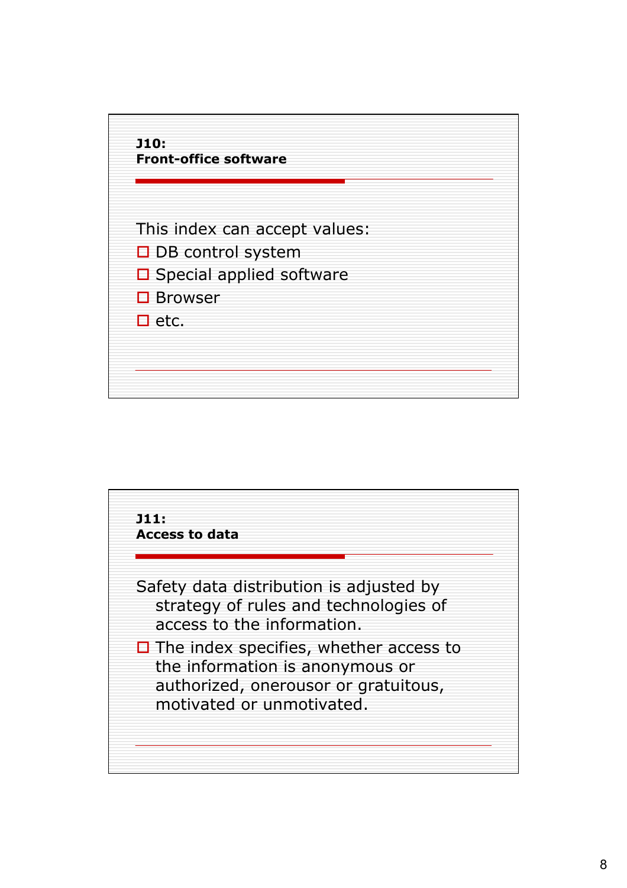## J10: Front-office software

This index can accept values:

- DB control system
- Special applied software
- Browser
- etc.

## J11: Access to data

Safety data distribution is adjusted by strategy of rules and technologies of access to the information.

- The index specifies, whether access to the information is anonymous or authorized, onerousor or gratuitous, motivated or unmotivated.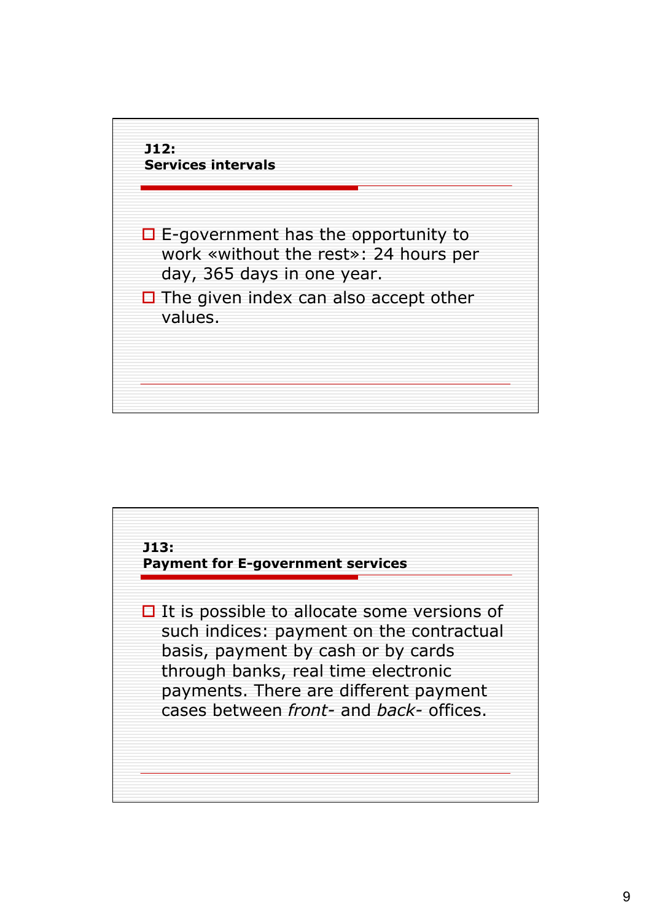## J12: Services intervals

- E-government has the opportunity to work «without the rest»: 24 hours per day, 365 days in one year.
- The given index can also accept other values.

## J13: Payment for E-government services

- It is possible to allocate some versions of such indices: payment on the contractual basis, payment by cash or by cards through banks, real time electronic payments. There are different payment cases between *front*- and *back*- offices.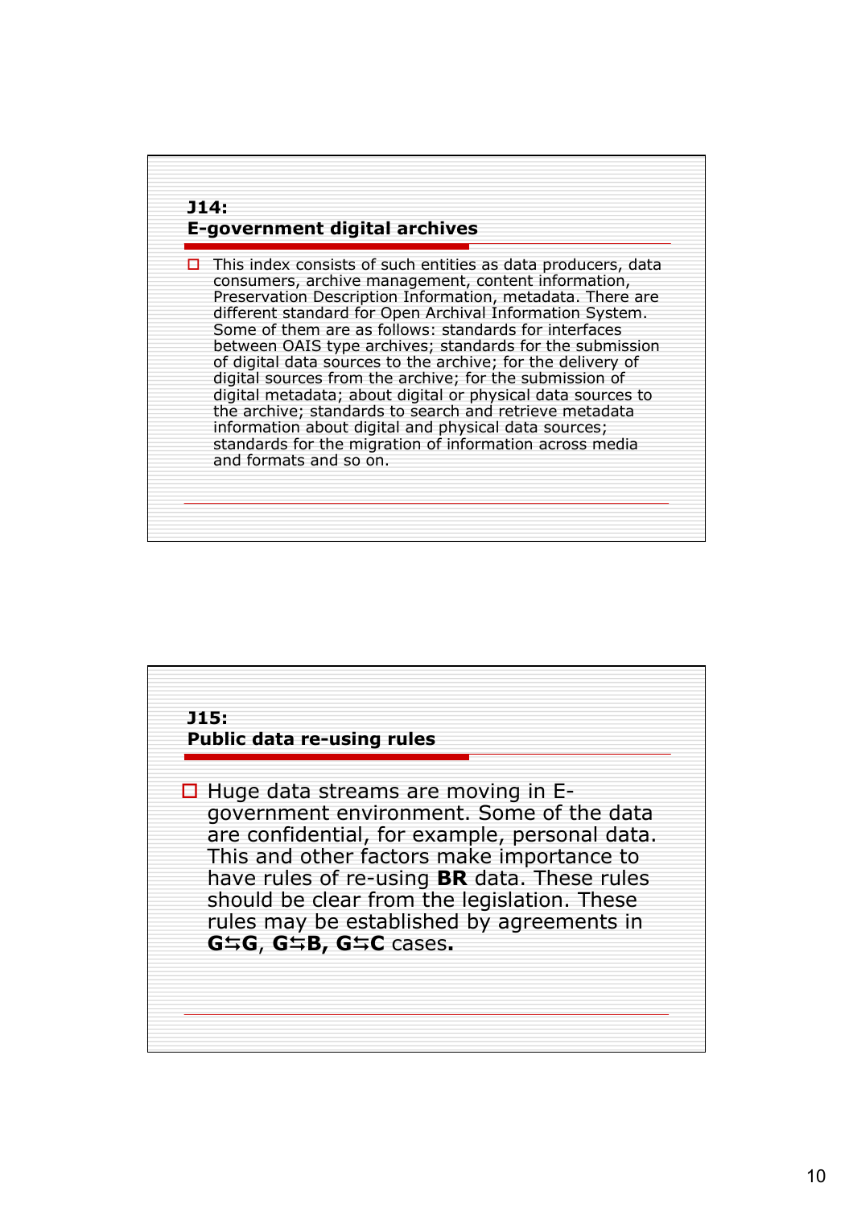## J14: E-government digital archives

- This index consists of such entities as data producers, data consumers, archive management, content information, Preservation Description Information, metadata. There are different standard for Open Archival Information System. Some of them are as follows: standards for interfaces between OAIS type archives; standards for the submission of digital data sources to the archive; for the delivery of digital sources from the archive; for the submission of digital metadata; about digital or physical data sources to the archive; standards to search and retrieve metadata information about digital and physical data sources; standards for the migration of information across media and formats and so on.

## J15: Public data re-using rules

- Huge data streams are moving in E-government environment. Some of the data are confidential, for example, personal data. This and other factors make importance to have rules of re-using **BR** data. These rules should be clear from the legislation. These rules may be established by agreements in **G⇆G**, **G⇆B, G⇆C** cases**.**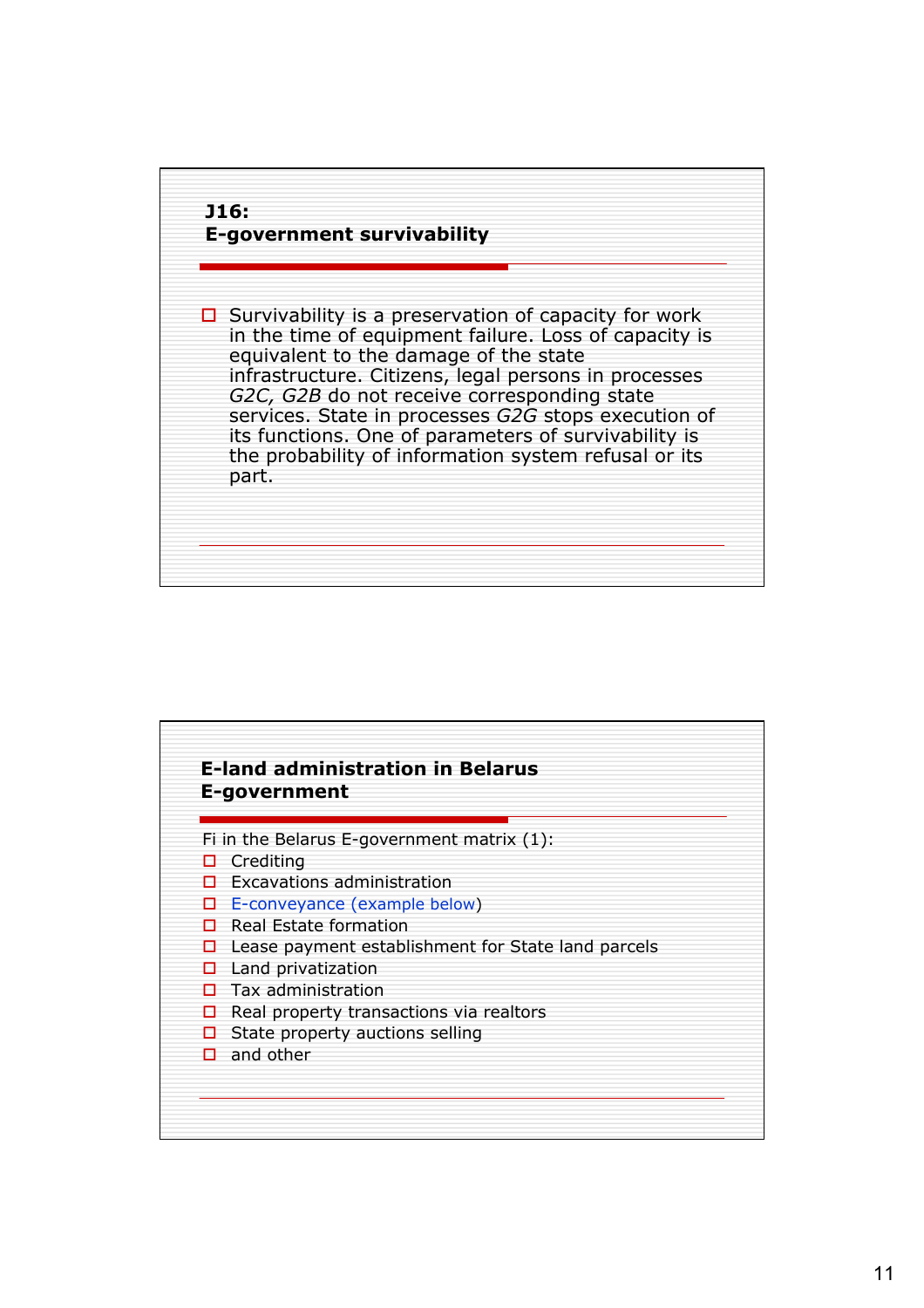## J16: E-government survivability

- Survivability is a preservation of capacity for work in the time of equipment failure. Loss of capacity is equivalent to the damage of the state infrastructure. Citizens, legal persons in processes *G2C, G2B* do not receive corresponding state services. State in processes *G2G* stops execution of its functions. One of parameters of survivability is the probability of information system refusal or its part.

## E-land administration in Belarus E-government

Fi in the Belarus E-government matrix (1):

- Crediting
- Excavations administration
- E-conveyance (example below)
- Real Estate formation
- Lease payment establishment for State land parcels
- Land privatization
- Tax administration
- Real property transactions via realtors
- State property auctions selling
- and other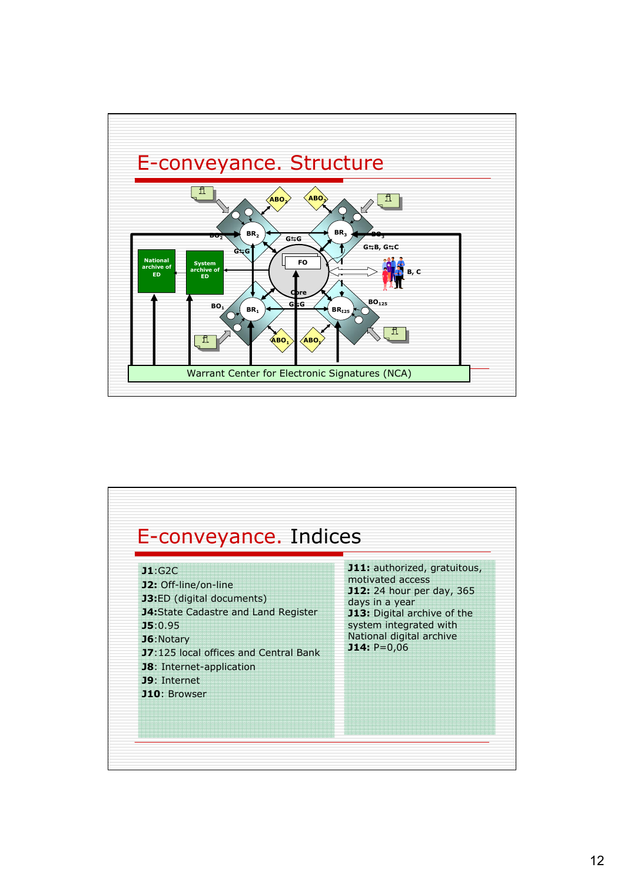# E-conveyance. Structure

National archive of ED

System archive of ED

FO

Core

$BR_1$ $BR_2$ $BR_3$ $BR_{125}$

$BO_1$ $BO_2$ $BO_3$ $BO_{125}$

$ABO_1$ $ABO_2$ $ABO_3$ $ABO_1$

G⇆G

G⇆B, G⇆C

B, C

Warrant Center for Electronic Signatures (NCA)

# E-conveyance. Indices

**J1**:G2C
**J2:** Off-line/on-line
**J3:**ED (digital documents)
**J4:**State Cadastre and Land Register
**J5**:0.95
**J6**:Notary
**J7**:125 local offices and Central Bank
**J8**: Internet-application
**J9**: Internet
**J10**: Browser

**J11:** authorized, gratuitous, motivated access
**J12:** 24 hour per day, 365 days in a year
**J13:** Digital archive of the system integrated with National digital archive
**J14:** P=0,06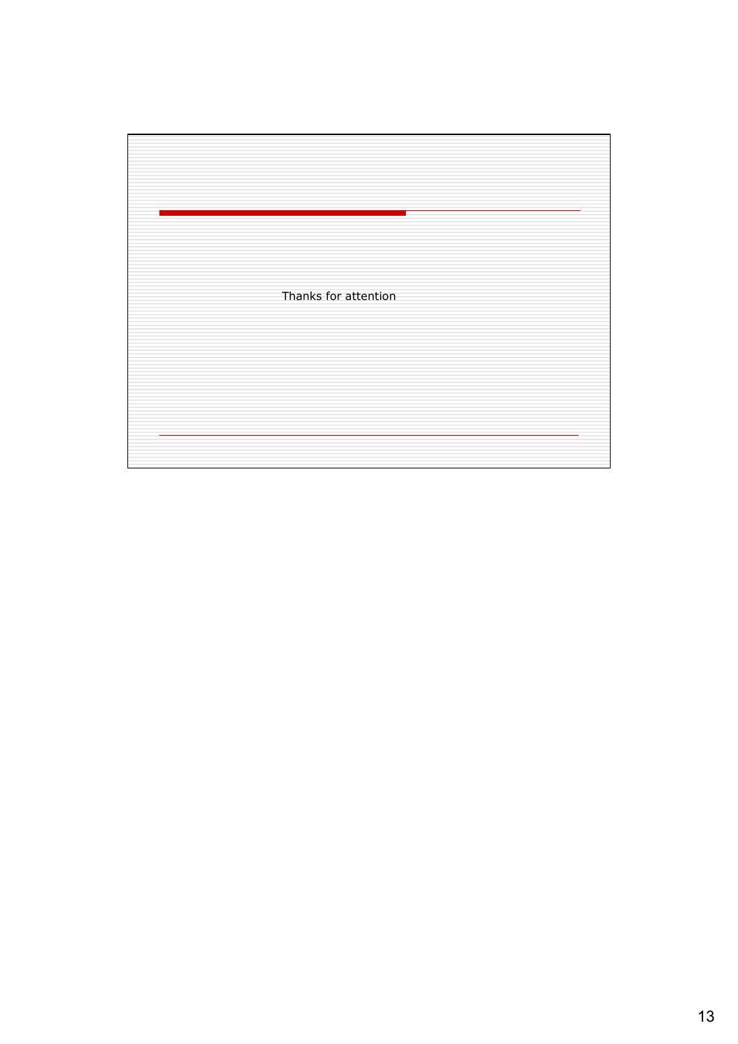Thanks for attention